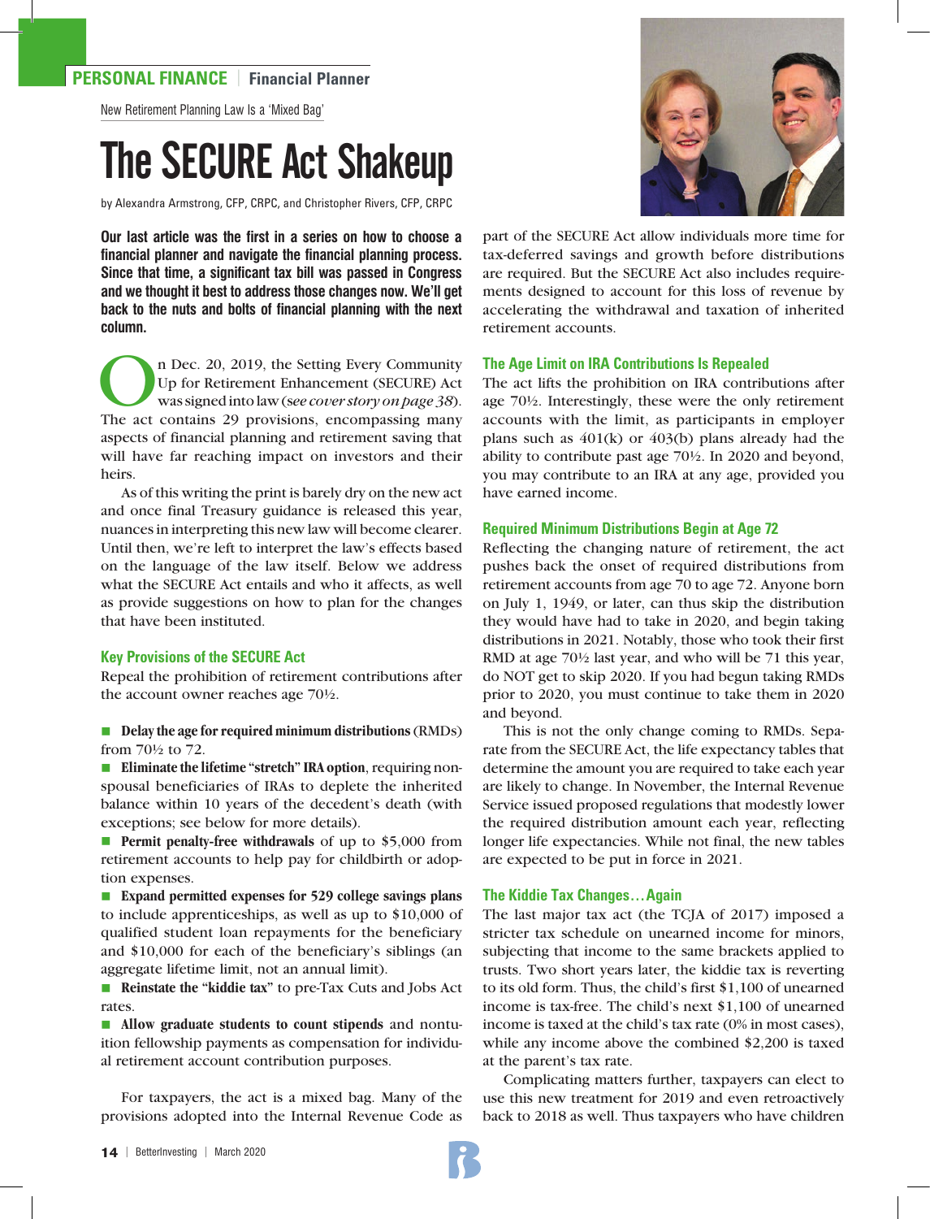PERSONAL FINANCE | Financial Planner

New Retirement Planning Law Is a 'Mixed Bag'

# The SECURE Act Shakeup

by Alexandra Armstrong, CFP, CRPC, and Christopher Rivers, CFP, CRPC

**Our last article was the first in a series on how to choose a financial planner and navigate the financial planning process. Since that time, a significant tax bill was passed in Congress and we thought it best to address those changes now. We'll get back to the nuts and bolts of financial planning with the next column.**

On Dec. 20, 2019, the Setting Every Community Up for Retirement Enhancement (SECURE) Act was signed into law (*see cover story on page 38*). The act contains 29 provisions, encompassing many aspects of financial planning and retirement saving that will have far reaching impact on investors and their heirs.

As of this writing the print is barely dry on the new act and once final Treasury guidance is released this year, nuances in interpreting this new law will become clearer. Until then, we're left to interpret the law's effects based on the language of the law itself. Below we address what the SECURE Act entails and who it affects, as well as provide suggestions on how to plan for the changes that have been instituted.

### Key Provisions of the SECURE Act

Repeal the prohibition of retirement contributions after the account owner reaches age 70½.

- **Delay the age for required minimum distributions** (RMDs) from 70½ to 72.
- **Eliminate the lifetime "stretch" IRA option**, requiring non-spousal beneficiaries of IRAs to deplete the inherited balance within 10 years of the decedent's death (with exceptions; see below for more details).
- **Permit penalty-free withdrawals** of up to $5,000 from retirement accounts to help pay for childbirth or adoption expenses.
- **Expand permitted expenses for 529 college savings plans** to include apprenticeships, as well as up to $10,000 of qualified student loan repayments for the beneficiary and $10,000 for each of the beneficiary's siblings (an aggregate lifetime limit, not an annual limit).
- **Reinstate the "kiddie tax"** to pre-Tax Cuts and Jobs Act rates.
- **Allow graduate students to count stipends** and nontuition fellowship payments as compensation for individual retirement account contribution purposes.

For taxpayers, the act is a mixed bag. Many of the provisions adopted into the Internal Revenue Code as part of the SECURE Act allow individuals more time for tax-deferred savings and growth before distributions are required. But the SECURE Act also includes requirements designed to account for this loss of revenue by accelerating the withdrawal and taxation of inherited retirement accounts.

### The Age Limit on IRA Contributions Is Repealed

The act lifts the prohibition on IRA contributions after age 70½. Interestingly, these were the only retirement accounts with the limit, as participants in employer plans such as 401(k) or 403(b) plans already had the ability to contribute past age 70½. In 2020 and beyond, you may contribute to an IRA at any age, provided you have earned income.

### Required Minimum Distributions Begin at Age 72

Reflecting the changing nature of retirement, the act pushes back the onset of required distributions from retirement accounts from age 70 to age 72. Anyone born on July 1, 1949, or later, can thus skip the distribution they would have had to take in 2020, and begin taking distributions in 2021. Notably, those who took their first RMD at age 70½ last year, and who will be 71 this year, do NOT get to skip 2020. If you had begun taking RMDs prior to 2020, you must continue to take them in 2020 and beyond.

This is not the only change coming to RMDs. Separate from the SECURE Act, the life expectancy tables that determine the amount you are required to take each year are likely to change. In November, the Internal Revenue Service issued proposed regulations that modestly lower the required distribution amount each year, reflecting longer life expectancies. While not final, the new tables are expected to be put in force in 2021.

### The Kiddie Tax Changes…Again

The last major tax act (the TCJA of 2017) imposed a stricter tax schedule on unearned income for minors, subjecting that income to the same brackets applied to trusts. Two short years later, the kiddie tax is reverting to its old form. Thus, the child's first $1,100 of unearned income is tax-free. The child's next $1,100 of unearned income is taxed at the child's tax rate (0% in most cases), while any income above the combined $2,200 is taxed at the parent's tax rate.

Complicating matters further, taxpayers can elect to use this new treatment for 2019 and even retroactively back to 2018 as well. Thus taxpayers who have children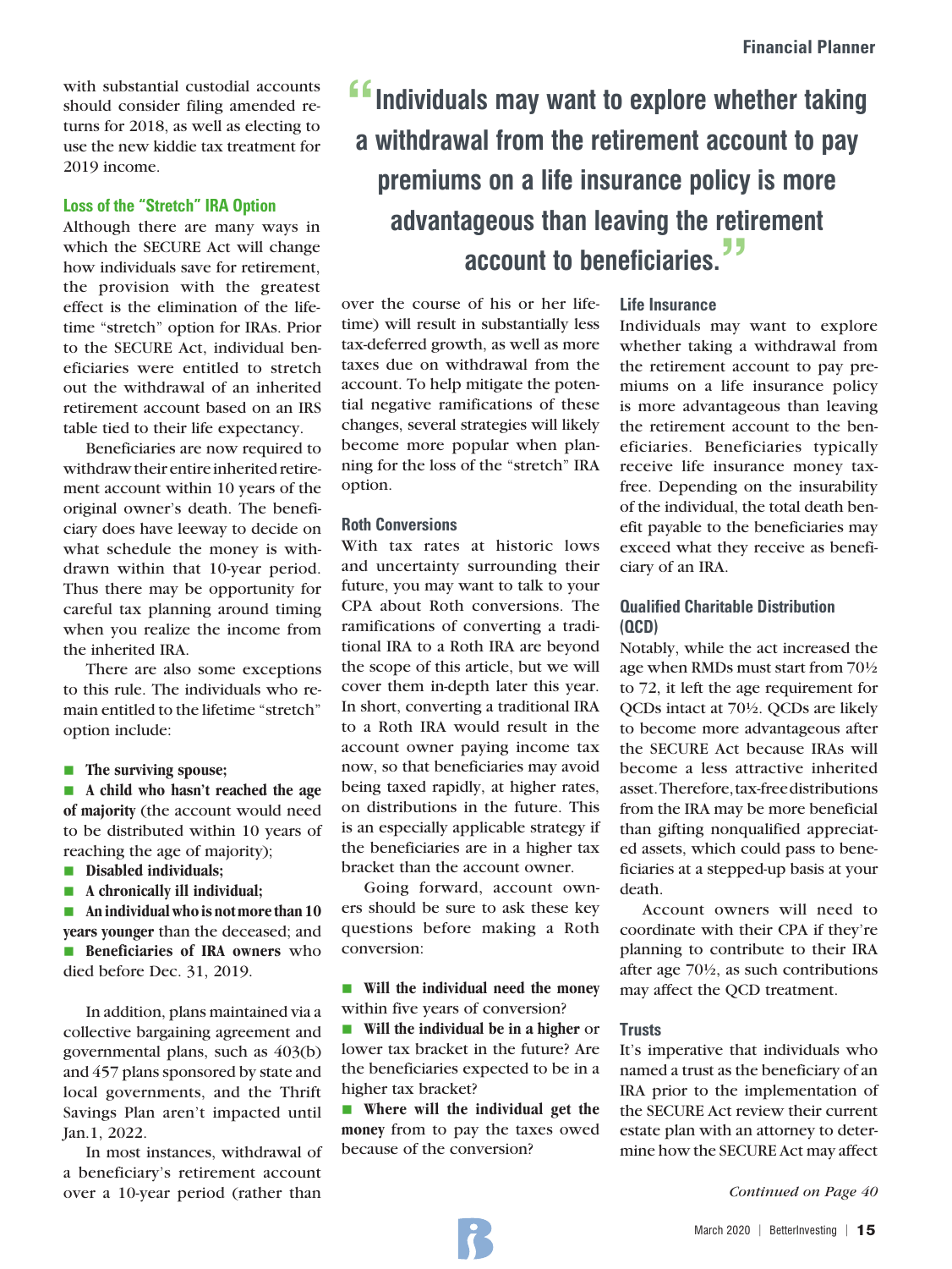with substantial custodial accounts should consider filing amended returns for 2018, as well as electing to use the new kiddie tax treatment for 2019 income.

### Loss of the "Stretch" IRA Option

Although there are many ways in which the SECURE Act will change how individuals save for retirement, the provision with the greatest effect is the elimination of the lifetime "stretch" option for IRAs. Prior to the SECURE Act, individual beneficiaries were entitled to stretch out the withdrawal of an inherited retirement account based on an IRS table tied to their life expectancy.

Beneficiaries are now required to withdraw their entire inherited retirement account within 10 years of the original owner's death. The beneficiary does have leeway to decide on what schedule the money is withdrawn within that 10-year period. Thus there may be opportunity for careful tax planning around timing when you realize the income from the inherited IRA.

There are also some exceptions to this rule. The individuals who remain entitled to the lifetime "stretch" option include:

- **The surviving spouse;**
- **A child who hasn't reached the age of majority** (the account would need to be distributed within 10 years of reaching the age of majority);
- **Disabled individuals;**
- **A chronically ill individual;**
- **An individual who is not more than 10 years younger** than the deceased; and
- **Beneficiaries of IRA owners** who died before Dec. 31, 2019.

In addition, plans maintained via a collective bargaining agreement and governmental plans, such as 403(b) and 457 plans sponsored by state and local governments, and the Thrift Savings Plan aren't impacted until Jan.1, 2022.

In most instances, withdrawal of a beneficiary's retirement account over a 10-year period (rather than over the course of his or her lifetime) will result in substantially less tax-deferred growth, as well as more taxes due on withdrawal from the account. To help mitigate the potential negative ramifications of these changes, several strategies will likely become more popular when planning for the loss of the "stretch" IRA option.

> "Individuals may want to explore whether taking a withdrawal from the retirement account to pay premiums on a life insurance policy is more advantageous than leaving the retirement account to beneficiaries."

### Roth Conversions

With tax rates at historic lows and uncertainty surrounding their future, you may want to talk to your CPA about Roth conversions. The ramifications of converting a traditional IRA to a Roth IRA are beyond the scope of this article, but we will cover them in-depth later this year. In short, converting a traditional IRA to a Roth IRA would result in the account owner paying income tax now, so that beneficiaries may avoid being taxed rapidly, at higher rates, on distributions in the future. This is an especially applicable strategy if the beneficiaries are in a higher tax bracket than the account owner.

Going forward, account owners should be sure to ask these key questions before making a Roth conversion:

- **Will the individual need the money** within five years of conversion?
- **Will the individual be in a higher** or lower tax bracket in the future? Are the beneficiaries expected to be in a higher tax bracket?
- **Where will the individual get the money** from to pay the taxes owed because of the conversion?

### Life Insurance

Individuals may want to explore whether taking a withdrawal from the retirement account to pay premiums on a life insurance policy is more advantageous than leaving the retirement account to the beneficiaries. Beneficiaries typically receive life insurance money tax-free. Depending on the insurability of the individual, the total death benefit payable to the beneficiaries may exceed what they receive as beneficiary of an IRA.

### Qualified Charitable Distribution (QCD)

Notably, while the act increased the age when RMDs must start from 70½ to 72, it left the age requirement for QCDs intact at 70½. QCDs are likely to become more advantageous after the SECURE Act because IRAs will become a less attractive inherited asset. Therefore, tax-free distributions from the IRA may be more beneficial than gifting nonqualified appreciated assets, which could pass to beneficiaries at a stepped-up basis at your death.

Account owners will need to coordinate with their CPA if they're planning to contribute to their IRA after age 70½, as such contributions may affect the QCD treatment.

### Trusts

It's imperative that individuals who named a trust as the beneficiary of an IRA prior to the implementation of the SECURE Act review their current estate plan with an attorney to determine how the SECURE Act may affect

*Continued on Page 40*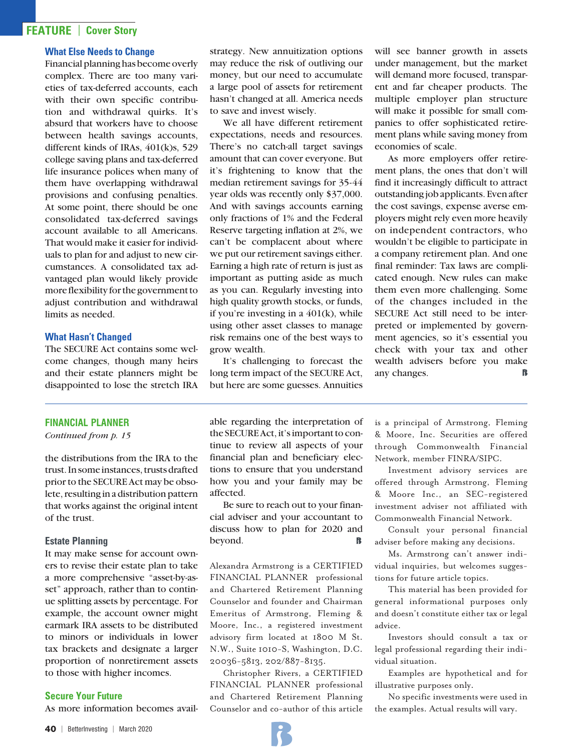## What Else Needs to Change

Financial planning has become overly complex. There are too many varieties of tax-deferred accounts, each with their own specific contribution and withdrawal quirks. It's absurd that workers have to choose between health savings accounts, different kinds of IRAs, 401(k)s, 529 college saving plans and tax-deferred life insurance polices when many of them have overlapping withdrawal provisions and confusing penalties. At some point, there should be one consolidated tax-deferred savings account available to all Americans. That would make it easier for individuals to plan for and adjust to new circumstances. A consolidated tax advantaged plan would likely provide more flexibility for the government to adjust contribution and withdrawal limits as needed.

## What Hasn't Changed

The SECURE Act contains some welcome changes, though many heirs and their estate planners might be disappointed to lose the stretch IRA strategy. New annuitization options may reduce the risk of outliving our money, but our need to accumulate a large pool of assets for retirement hasn't changed at all. America needs to save and invest wisely.

We all have different retirement expectations, needs and resources. There's no catch-all target savings amount that can cover everyone. But it's frightening to know that the median retirement savings for 35-44 year olds was recently only $37,000. And with savings accounts earning only fractions of 1% and the Federal Reserve targeting inflation at 2%, we can't be complacent about where we put our retirement savings either. Earning a high rate of return is just as important as putting aside as much as you can. Regularly investing into high quality growth stocks, or funds, if you're investing in a 401(k), while using other asset classes to manage risk remains one of the best ways to grow wealth.

It's challenging to forecast the long term impact of the SECURE Act, but here are some guesses. Annuities will see banner growth in assets under management, but the market will demand more focused, transparent and far cheaper products. The multiple employer plan structure will make it possible for small companies to offer sophisticated retirement plans while saving money from economies of scale.

As more employers offer retirement plans, the ones that don't will find it increasingly difficult to attract outstanding job applicants. Even after the cost savings, expense averse employers might rely even more heavily on independent contractors, who wouldn't be eligible to participate in a company retirement plan. And one final reminder: Tax laws are complicated enough. New rules can make them even more challenging. Some of the changes included in the SECURE Act still need to be interpreted or implemented by government agencies, so it's essential you check with your tax and other wealth advisers before you make any changes.

---

## FINANCIAL PLANNER

*Continued from p. 15*

the distributions from the IRA to the trust. In some instances, trusts drafted prior to the SECURE Act may be obsolete, resulting in a distribution pattern that works against the original intent of the trust.

### Estate Planning

It may make sense for account owners to revise their estate plan to take a more comprehensive "asset-by-asset" approach, rather than to continue splitting assets by percentage. For example, the account owner might earmark IRA assets to be distributed to minors or individuals in lower tax brackets and designate a larger proportion of nonretirement assets to those with higher incomes.

### Secure Your Future

As more information becomes available regarding the interpretation of the SECURE Act, it's important to continue to review all aspects of your financial plan and beneficiary elections to ensure that you understand how you and your family may be affected.

Be sure to reach out to your financial adviser and your accountant to discuss how to plan for 2020 and beyond.

Alexandra Armstrong is a CERTIFIED FINANCIAL PLANNER professional and Chartered Retirement Planning Counselor and founder and Chairman Emeritus of Armstrong, Fleming & Moore, Inc., a registered investment advisory firm located at 1800 M St. N.W., Suite 1010-S, Washington, D.C. 20036-5813, 202/887-8135.

Christopher Rivers, a CERTIFIED FINANCIAL PLANNER professional and Chartered Retirement Planning Counselor and co-author of this article is a principal of Armstrong, Fleming & Moore, Inc. Securities are offered through Commonwealth Financial Network, member FINRA/SIPC.

Investment advisory services are offered through Armstrong, Fleming & Moore Inc., an SEC-registered investment adviser not affiliated with Commonwealth Financial Network.

Consult your personal financial adviser before making any decisions.

Ms. Armstrong can't answer individual inquiries, but welcomes suggestions for future article topics.

This material has been provided for general informational purposes only and doesn't constitute either tax or legal advice.

Investors should consult a tax or legal professional regarding their individual situation.

Examples are hypothetical and for illustrative purposes only.

No specific investments were used in the examples. Actual results will vary.